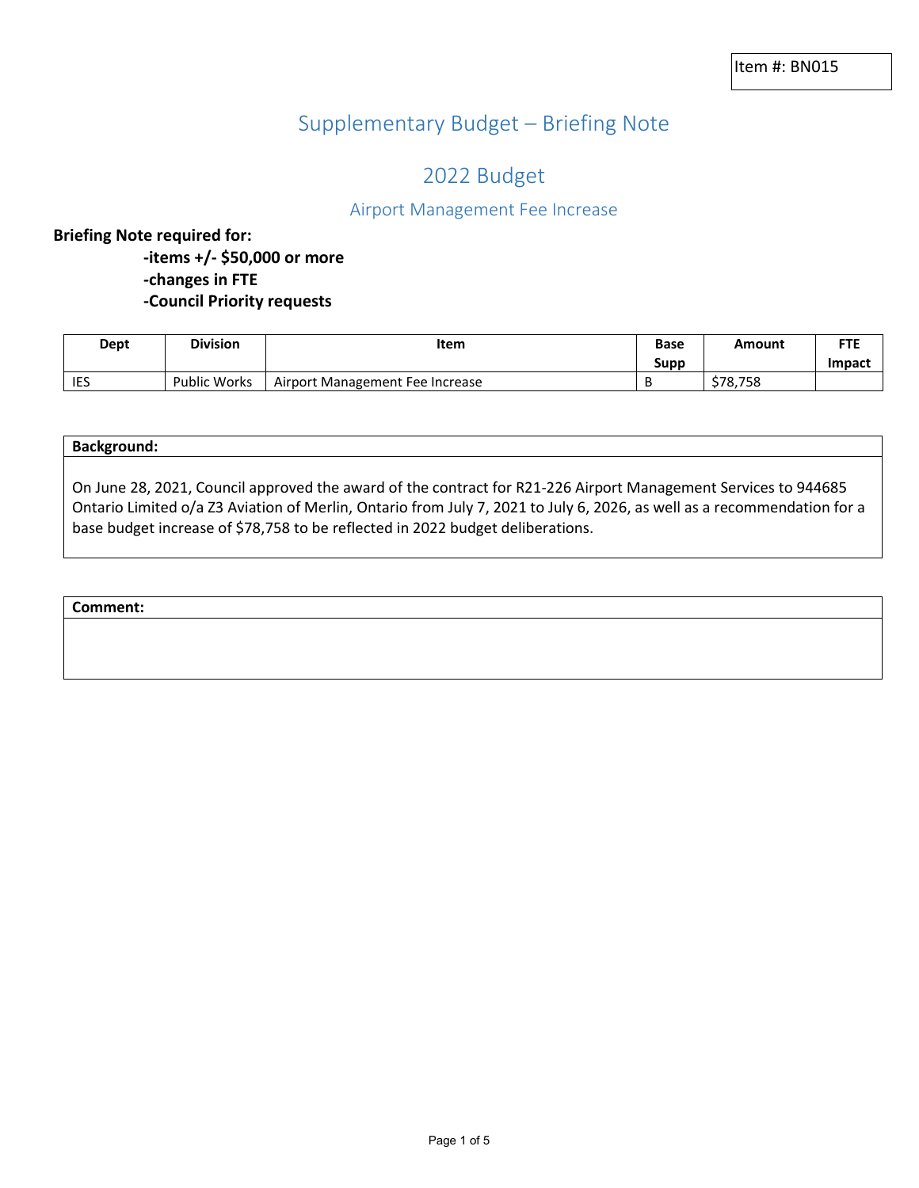Item #: BN015

# Supplementary Budget – Briefing Note

## 2022 Budget

### Airport Management Fee Increase

**Briefing Note required for:**

- **-items +/- $50,000 or more**
- **-changes in FTE**
- **-Council Priority requests**

| Dept | Division | Item | Base Supp | Amount | FTE Impact |
|---|---|---|---|---|---|
| IES | Public Works | Airport Management Fee Increase | B | $78,758 | |

| **Background:** |
|---|
| On June 28, 2021, Council approved the award of the contract for R21-226 Airport Management Services to 944685 Ontario Limited o/a Z3 Aviation of Merlin, Ontario from July 7, 2021 to July 6, 2026, as well as a recommendation for a base budget increase of $78,758 to be reflected in 2022 budget deliberations. |

| **Comment:** |
|---|
| |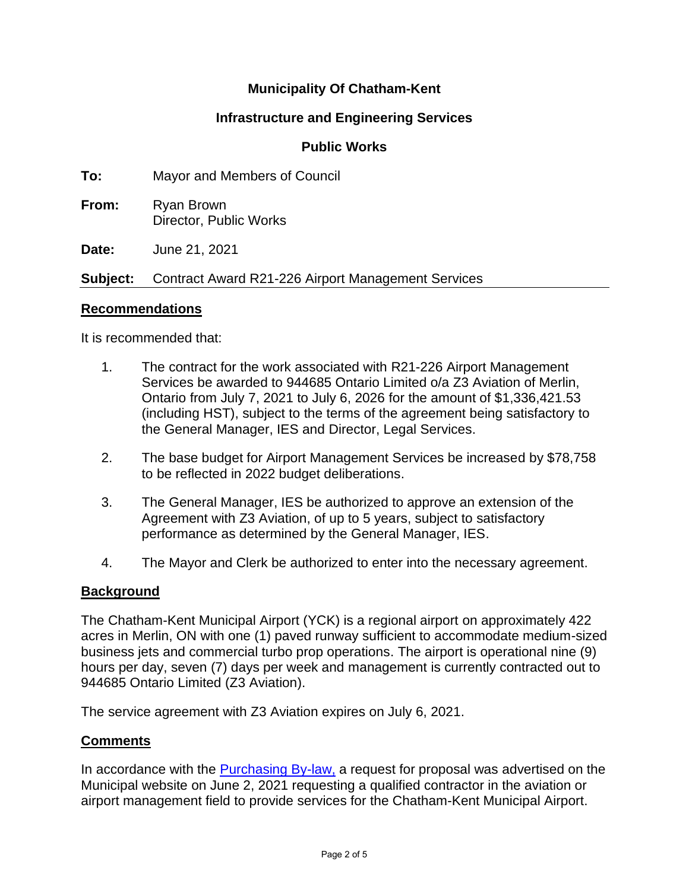**Municipality Of Chatham-Kent**

**Infrastructure and Engineering Services**

**Public Works**

**To:** Mayor and Members of Council

**From:** Ryan Brown
Director, Public Works

**Date:** June 21, 2021

**Subject:** Contract Award R21-226 Airport Management Services

## Recommendations

It is recommended that:

1. The contract for the work associated with R21-226 Airport Management Services be awarded to 944685 Ontario Limited o/a Z3 Aviation of Merlin, Ontario from July 7, 2021 to July 6, 2026 for the amount of $1,336,421.53 (including HST), subject to the terms of the agreement being satisfactory to the General Manager, IES and Director, Legal Services.

2. The base budget for Airport Management Services be increased by $78,758 to be reflected in 2022 budget deliberations.

3. The General Manager, IES be authorized to approve an extension of the Agreement with Z3 Aviation, of up to 5 years, subject to satisfactory performance as determined by the General Manager, IES.

4. The Mayor and Clerk be authorized to enter into the necessary agreement.

## Background

The Chatham-Kent Municipal Airport (YCK) is a regional airport on approximately 422 acres in Merlin, ON with one (1) paved runway sufficient to accommodate medium-sized business jets and commercial turbo prop operations. The airport is operational nine (9) hours per day, seven (7) days per week and management is currently contracted out to 944685 Ontario Limited (Z3 Aviation).

The service agreement with Z3 Aviation expires on July 6, 2021.

## Comments

In accordance with the Purchasing By-law, a request for proposal was advertised on the Municipal website on June 2, 2021 requesting a qualified contractor in the aviation or airport management field to provide services for the Chatham-Kent Municipal Airport.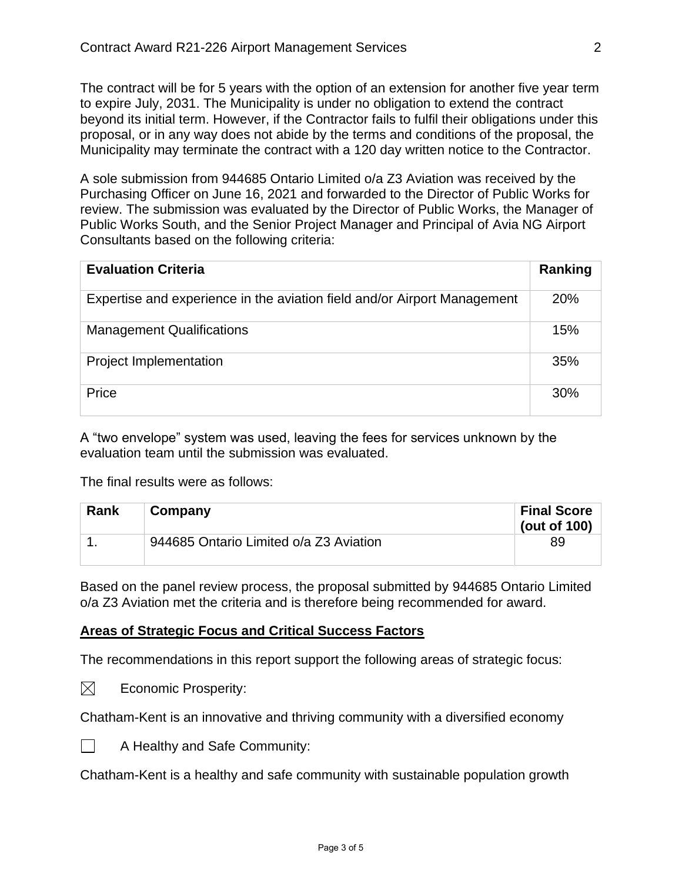The contract will be for 5 years with the option of an extension for another five year term to expire July, 2031. The Municipality is under no obligation to extend the contract beyond its initial term. However, if the Contractor fails to fulfil their obligations under this proposal, or in any way does not abide by the terms and conditions of the proposal, the Municipality may terminate the contract with a 120 day written notice to the Contractor.

A sole submission from 944685 Ontario Limited o/a Z3 Aviation was received by the Purchasing Officer on June 16, 2021 and forwarded to the Director of Public Works for review. The submission was evaluated by the Director of Public Works, the Manager of Public Works South, and the Senior Project Manager and Principal of Avia NG Airport Consultants based on the following criteria:

| Evaluation Criteria | Ranking |
|---|---|
| Expertise and experience in the aviation field and/or Airport Management | 20% |
| Management Qualifications | 15% |
| Project Implementation | 35% |
| Price | 30% |

A “two envelope” system was used, leaving the fees for services unknown by the evaluation team until the submission was evaluated.

The final results were as follows:

| Rank | Company | Final Score (out of 100) |
|---|---|---|
| 1. | 944685 Ontario Limited o/a Z3 Aviation | 89 |

Based on the panel review process, the proposal submitted by 944685 Ontario Limited o/a Z3 Aviation met the criteria and is therefore being recommended for award.

**Areas of Strategic Focus and Critical Success Factors**

The recommendations in this report support the following areas of strategic focus:

☒ Economic Prosperity:

Chatham-Kent is an innovative and thriving community with a diversified economy

☐ A Healthy and Safe Community:

Chatham-Kent is a healthy and safe community with sustainable population growth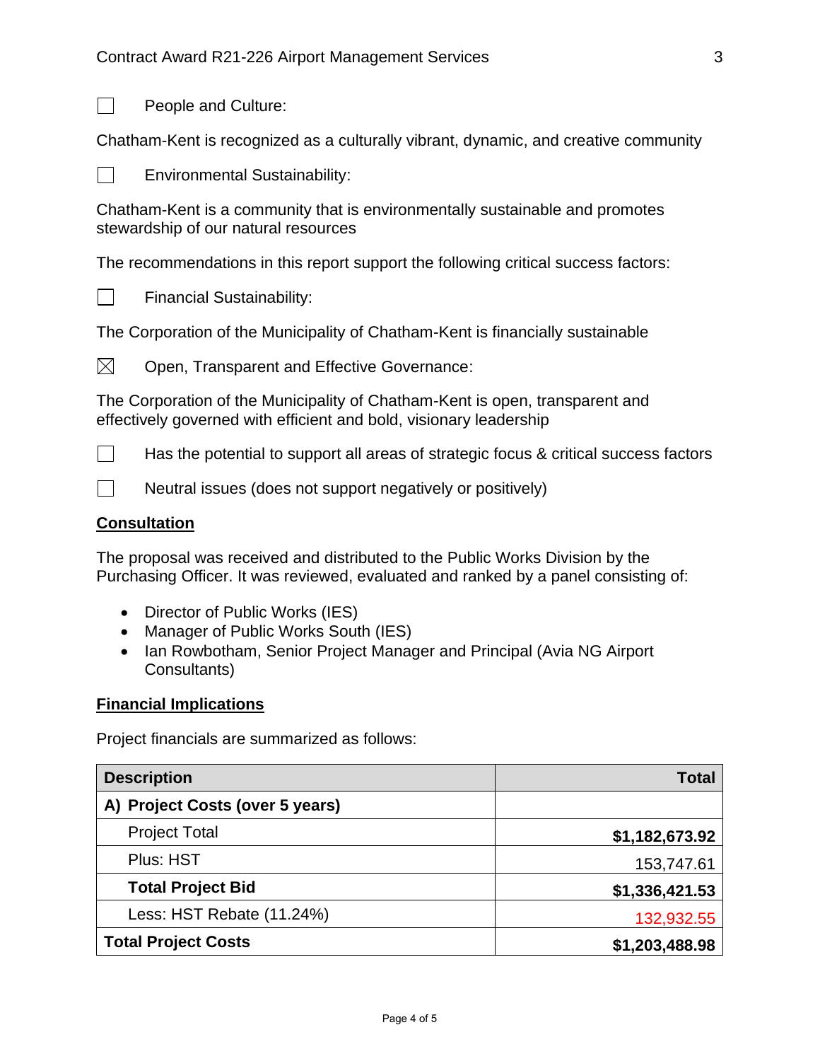☐ People and Culture:

Chatham-Kent is recognized as a culturally vibrant, dynamic, and creative community

☐ Environmental Sustainability:

Chatham-Kent is a community that is environmentally sustainable and promotes stewardship of our natural resources

The recommendations in this report support the following critical success factors:

☐ Financial Sustainability:

The Corporation of the Municipality of Chatham-Kent is financially sustainable

☒ Open, Transparent and Effective Governance:

The Corporation of the Municipality of Chatham-Kent is open, transparent and effectively governed with efficient and bold, visionary leadership

☐ Has the potential to support all areas of strategic focus & critical success factors

☐ Neutral issues (does not support negatively or positively)

## Consultation

The proposal was received and distributed to the Public Works Division by the Purchasing Officer. It was reviewed, evaluated and ranked by a panel consisting of:

- Director of Public Works (IES)
- Manager of Public Works South (IES)
- Ian Rowbotham, Senior Project Manager and Principal (Avia NG Airport Consultants)

## Financial Implications

Project financials are summarized as follows:

| Description | Total |
|---|---:|
| **A) Project Costs (over 5 years)** | |
| Project Total | **$1,182,673.92** |
| Plus: HST | 153,747.61 |
| **Total Project Bid** | **$1,336,421.53** |
| Less: HST Rebate (11.24%) | 132,932.55 |
| **Total Project Costs** | **$1,203,488.98** |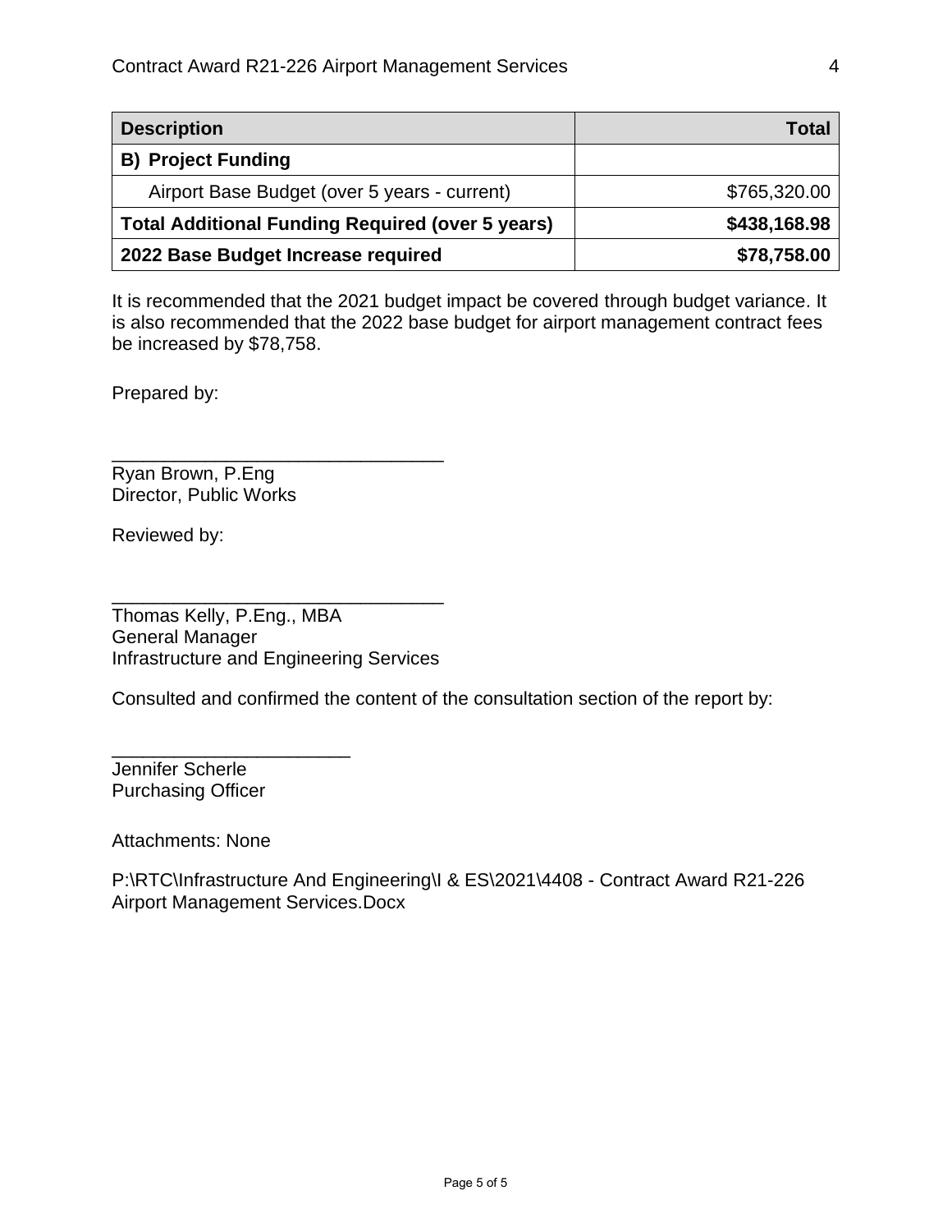| Description | Total |
|---|---|
| **B) Project Funding** | |
| Airport Base Budget (over 5 years - current) | $765,320.00 |
| **Total Additional Funding Required (over 5 years)** | **$438,168.98** |
| **2022 Base Budget Increase required** | **$78,758.00** |

It is recommended that the 2021 budget impact be covered through budget variance. It is also recommended that the 2022 base budget for airport management contract fees be increased by $78,758.

Prepared by:

________________________________
Ryan Brown, P.Eng
Director, Public Works

Reviewed by:

________________________________
Thomas Kelly, P.Eng., MBA
General Manager
Infrastructure and Engineering Services

Consulted and confirmed the content of the consultation section of the report by:

______________________
Jennifer Scherle
Purchasing Officer

Attachments: None

P:\RTC\Infrastructure And Engineering\I & ES\2021\4408 - Contract Award R21-226 Airport Management Services.Docx